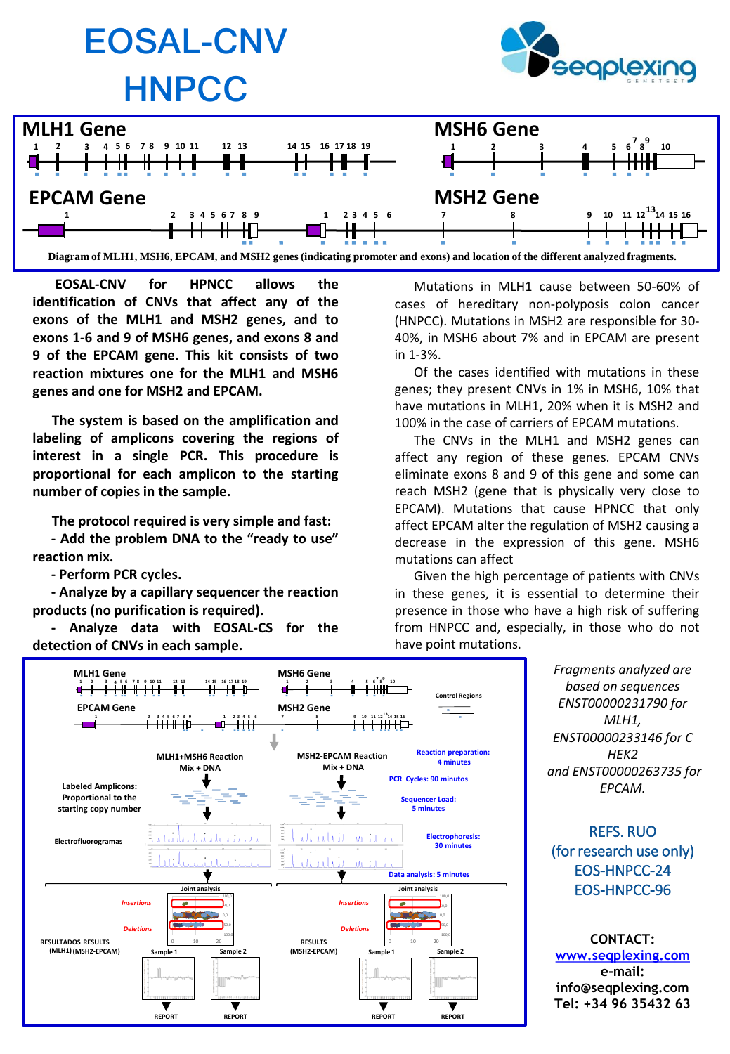# EOSAL-CNV HNPCC

Diagram of MLH1, MSH6, EPCAM, and MSH2 genes (indicating promoter and exons) and location of the different analyzed fragments.

**EOSAL-CNV for HPNCC allows the identification of CNVs that affect any of the exons of the MLH1 and MSH2 genes, and exons 1-6 and 9 of MSH6 genes, and exons 8 and 9 of the EPCAM gene. This kit consists of two reaction mixtures one for the MLH1 and MSH6 genes and one for MSH2 and EPCAM.**

**The system is based on the amplification and labeling of amplicons covering the regions of interest in a single PCR. This procedure is proportional for each amplicon to the starting number of copies in the sample.**

**The protocol required is very simple and fast:**

**- Add the problem DNA to the "ready to use" reaction mix.**

**- Perform PCR cycles.**

**- Analyze by a capillary sequencer the reaction products (no purification is required).**

**- Analyze data with EOSAL-CS for the detection of CNVs in each sample.**

Mutations in MLH1 cause between 50-60% of cases of hereditary non-polyposis colon cancer (HNPCC). Mutations in MSH2 are responsible for 30-40%, in MSH6 about 7% and in EPCAM are present in 1-3%.

Of the cases identified with mutations in these genes; they present CNVs in 1% in MSH6, 10% that have mutations in MLH1, 20% when it is MSH2 and 100% in the case of carriers of EPCAM mutations.

The CNVs in the MLH1 and MSH2 genes can affect any region of these genes. EPCAM CNVs eliminate exons 8 and 9 of this gene and some can reach MSH2 (gene that is physically very close to EPCAM). Mutations that cause HPNCC that only affect EPCAM alter the regulation of MSH2 causing a decrease in the expression of this gene. MSH6 mutations can affect

Given the high percentage of patients with CNVs in these genes, it is essential to determine their presence in those who have a high risk of suffering from HNPCC and, especially, in those who do not have point mutations.

*Fragments analyzed are based on sequences ENST00000231790 for MLH1, ENST00000233146 for C HEK2 and ENST00000263735 for EPCAM.*

REFS. RUO (for research use only)
EOS-HNPCC-24
EOS-HNPCC-96

**CONTACT:**
**www.seqplexing.com**
**e-mail:**
**info@seqplexing.com**
**Tel: +34 96 35432 63**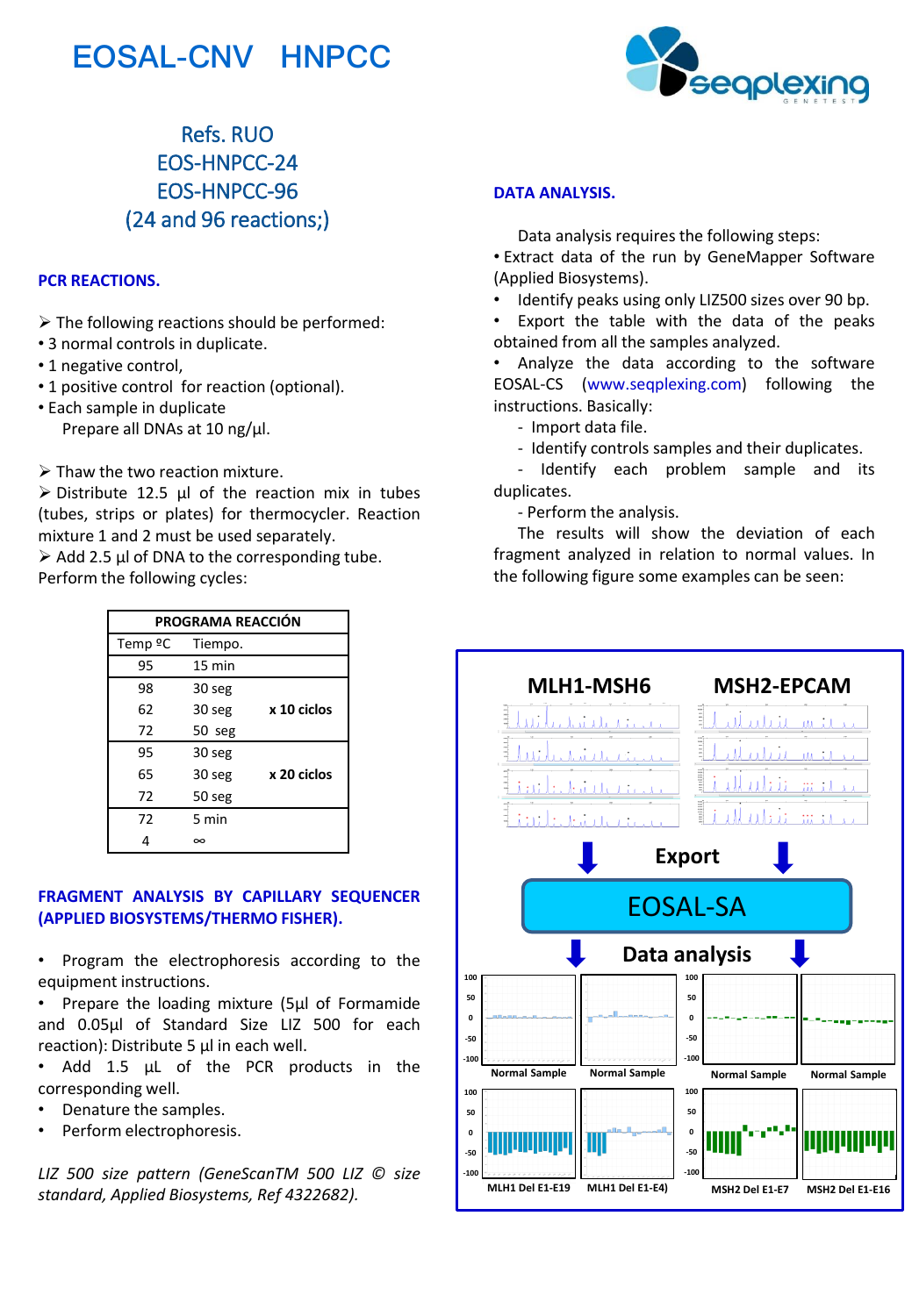# EOSAL-CNV HNPCC

## Refs. RUO
## EOS-HNPCC-24
## EOS-HNPCC-96
## (24 and 96 reactions;)

### PCR REACTIONS.

- The following reactions should be performed:
- 3 normal controls in duplicate.
- 1 negative control,
- 1 positive control for reaction (optional).
- Each sample in duplicate

  Prepare all DNAs at 10 ng/µl.

- Thaw the two reaction mixture.
- Distribute 12.5 µl of the reaction mix in tubes (tubes, strips or plates) for thermocycler. Reaction mixture 1 and 2 must be used separately.
- Add 2.5 µl of DNA to the corresponding tube.

Perform the following cycles:

| PROGRAMA REACCIÓN | | |
|---|---|---|
| Temp ºC | Tiempo. | |
| 95 | 15 min | |
| 98 | 30 seg | |
| 62 | 30 seg | **x 10 ciclos** |
| 72 | 50 seg | |
| 95 | 30 seg | |
| 65 | 30 seg | **x 20 ciclos** |
| 72 | 50 seg | |
| 72 | 5 min | |
| 4 | ∞ | |

### FRAGMENT ANALYSIS BY CAPILLARY SEQUENCER (APPLIED BIOSYSTEMS/THERMO FISHER).

- Program the electrophoresis according to the equipment instructions.
- Prepare the loading mixture (5µl of Formamide and 0.05µl of Standard Size LIZ 500 for each reaction): Distribute 5 µl in each well.
- Add 1.5 µL of the PCR products in the corresponding well.
- Denature the samples.
- Perform electrophoresis.

*LIZ 500 size pattern (GeneScanTM 500 LIZ © size standard, Applied Biosystems, Ref 4322682).*

### DATA ANALYSIS.

Data analysis requires the following steps:

- Extract data of the run by GeneMapper Software (Applied Biosystems).
- Identify peaks using only LIZ500 sizes over 90 bp.
- Export the table with the data of the peaks obtained from all the samples analyzed.
- Analyze the data according to the software EOSAL-CS (www.seqplexing.com) following the instructions. Basically:
  - Import data file.
  - Identify controls samples and their duplicates.
  - Identify each problem sample and its duplicates.
  - Perform the analysis.

The results will show the deviation of each fragment analyzed in relation to normal values. In the following figure some examples can be seen:

MLH1-MSH6
MSH2-EPCAM
Export
EOSAL-SA
Data analysis
100
50
0
-50
-100
Normal Sample
Normal Sample
Normal Sample
Normal Sample
MLH1 Del E1-E19
MLH1 Del E1-E4)
MSH2 Del E1-E7
MSH2 Del E1-E16